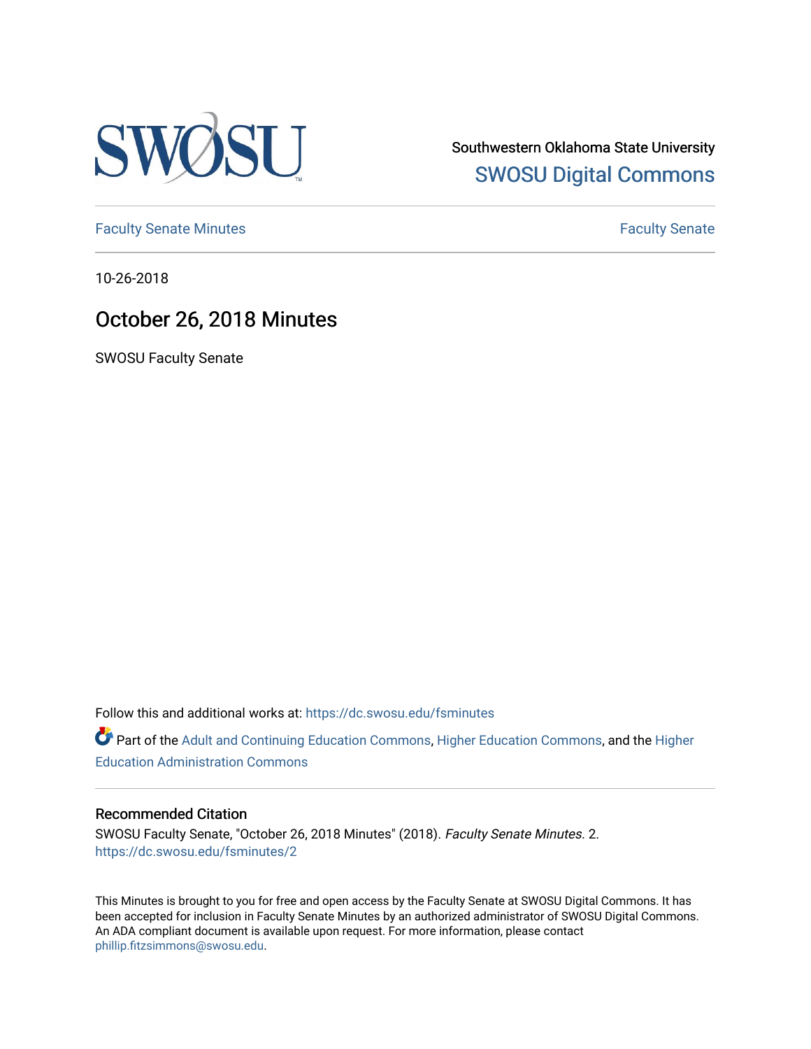Southwestern Oklahoma State University

SWOSU Digital Commons

Faculty Senate Minutes | Faculty Senate

10-26-2018

# October 26, 2018 Minutes

SWOSU Faculty Senate

Follow this and additional works at: https://dc.swosu.edu/fsminutes

Part of the Adult and Continuing Education Commons, Higher Education Commons, and the Higher Education Administration Commons

## Recommended Citation

SWOSU Faculty Senate, "October 26, 2018 Minutes" (2018). *Faculty Senate Minutes*. 2. https://dc.swosu.edu/fsminutes/2

This Minutes is brought to you for free and open access by the Faculty Senate at SWOSU Digital Commons. It has been accepted for inclusion in Faculty Senate Minutes by an authorized administrator of SWOSU Digital Commons. An ADA compliant document is available upon request. For more information, please contact phillip.fitzsimmons@swosu.edu.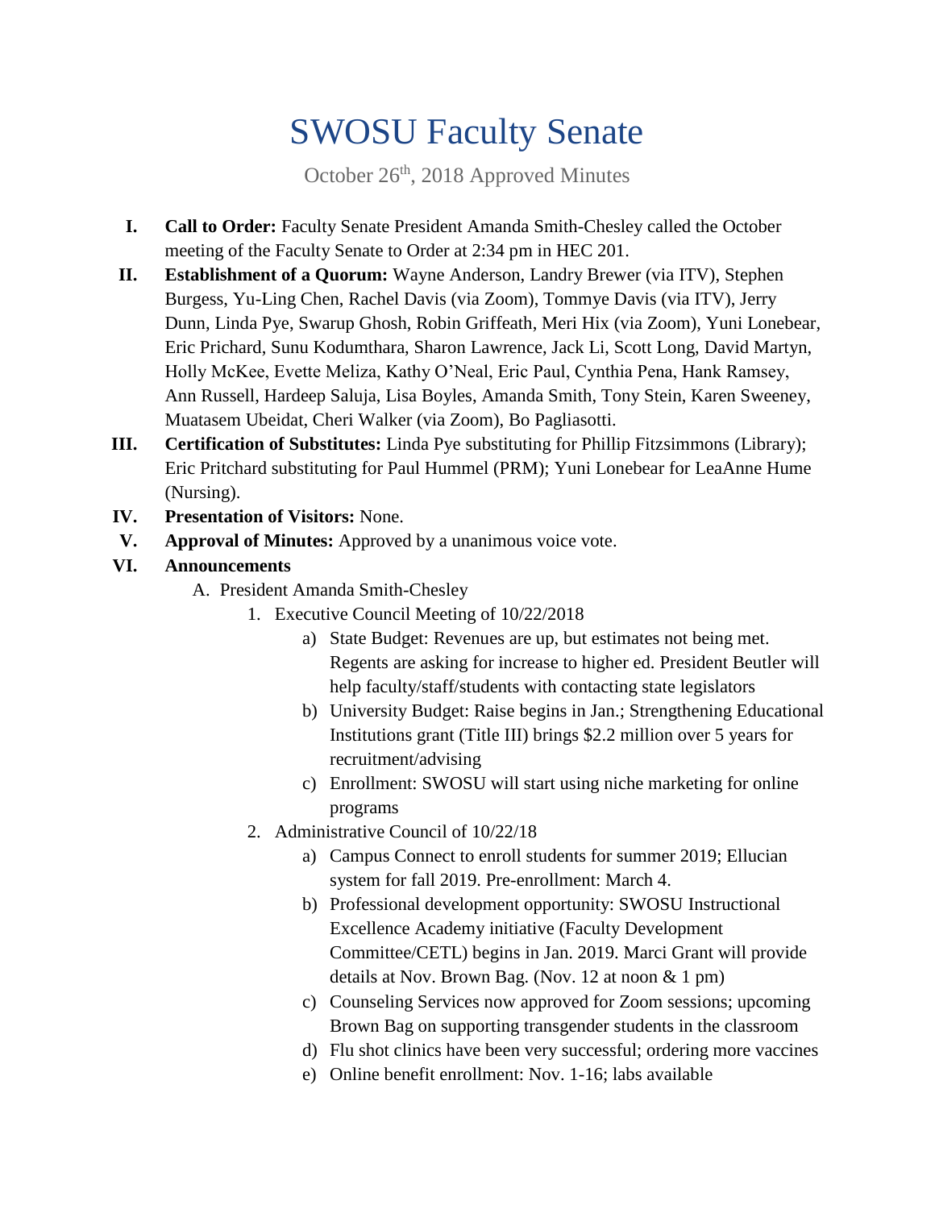# SWOSU Faculty Senate

October 26th, 2018 Approved Minutes

I. **Call to Order:** Faculty Senate President Amanda Smith-Chesley called the October meeting of the Faculty Senate to Order at 2:34 pm in HEC 201.

II. **Establishment of a Quorum:** Wayne Anderson, Landry Brewer (via ITV), Stephen Burgess, Yu-Ling Chen, Rachel Davis (via Zoom), Tommye Davis (via ITV), Jerry Dunn, Linda Pye, Swarup Ghosh, Robin Griffeath, Meri Hix (via Zoom), Yuni Lonebear, Eric Prichard, Sunu Kodumthara, Sharon Lawrence, Jack Li, Scott Long, David Martyn, Holly McKee, Evette Meliza, Kathy O'Neal, Eric Paul, Cynthia Pena, Hank Ramsey, Ann Russell, Hardeep Saluja, Lisa Boyles, Amanda Smith, Tony Stein, Karen Sweeney, Muatasem Ubeidat, Cheri Walker (via Zoom), Bo Pagliasotti.

III. **Certification of Substitutes:** Linda Pye substituting for Phillip Fitzsimmons (Library); Eric Pritchard substituting for Paul Hummel (PRM); Yuni Lonebear for LeaAnne Hume (Nursing).

IV. **Presentation of Visitors:** None.

V. **Approval of Minutes:** Approved by a unanimous voice vote.

VI. **Announcements**

   A. President Amanda Smith-Chesley

      1. Executive Council Meeting of 10/22/2018

         a) State Budget: Revenues are up, but estimates not being met. Regents are asking for increase to higher ed. President Beutler will help faculty/staff/students with contacting state legislators

         b) University Budget: Raise begins in Jan.; Strengthening Educational Institutions grant (Title III) brings $2.2 million over 5 years for recruitment/advising

         c) Enrollment: SWOSU will start using niche marketing for online programs

      2. Administrative Council of 10/22/18

         a) Campus Connect to enroll students for summer 2019; Ellucian system for fall 2019. Pre-enrollment: March 4.

         b) Professional development opportunity: SWOSU Instructional Excellence Academy initiative (Faculty Development Committee/CETL) begins in Jan. 2019. Marci Grant will provide details at Nov. Brown Bag. (Nov. 12 at noon & 1 pm)

         c) Counseling Services now approved for Zoom sessions; upcoming Brown Bag on supporting transgender students in the classroom

         d) Flu shot clinics have been very successful; ordering more vaccines

         e) Online benefit enrollment: Nov. 1-16; labs available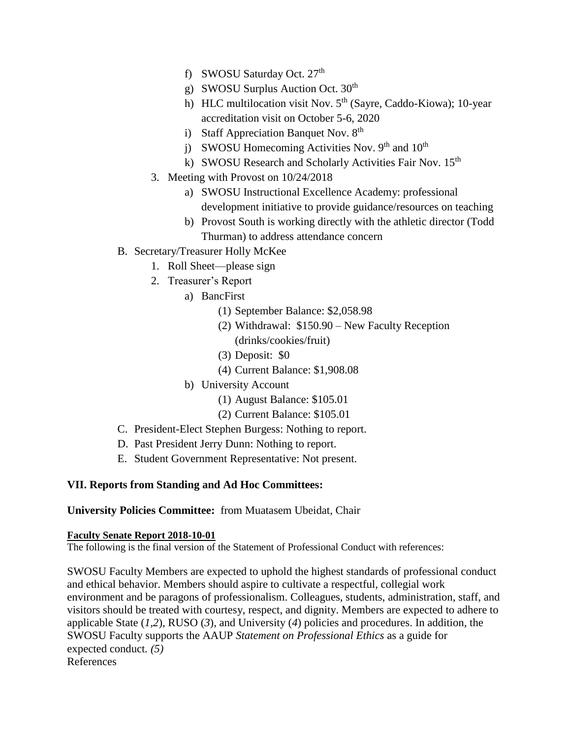f) SWOSU Saturday Oct. 27th
g) SWOSU Surplus Auction Oct. 30th
h) HLC multilocation visit Nov. 5th (Sayre, Caddo-Kiowa); 10-year accreditation visit on October 5-6, 2020
i) Staff Appreciation Banquet Nov. 8th
j) SWOSU Homecoming Activities Nov. 9th and 10th
k) SWOSU Research and Scholarly Activities Fair Nov. 15th

3. Meeting with Provost on 10/24/2018
   a) SWOSU Instructional Excellence Academy: professional development initiative to provide guidance/resources on teaching
   b) Provost South is working directly with the athletic director (Todd Thurman) to address attendance concern

B. Secretary/Treasurer Holly McKee
   1. Roll Sheet—please sign
   2. Treasurer's Report
      a) BancFirst
         (1) September Balance: $2,058.98
         (2) Withdrawal: $150.90 – New Faculty Reception (drinks/cookies/fruit)
         (3) Deposit: $0
         (4) Current Balance: $1,908.08
      b) University Account
         (1) August Balance: $105.01
         (2) Current Balance: $105.01

C. President-Elect Stephen Burgess: Nothing to report.

D. Past President Jerry Dunn: Nothing to report.

E. Student Government Representative: Not present.

**VII. Reports from Standing and Ad Hoc Committees:**

**University Policies Committee:** from Muatasem Ubeidat, Chair

**Faculty Senate Report 2018-10-01**

The following is the final version of the Statement of Professional Conduct with references:

SWOSU Faculty Members are expected to uphold the highest standards of professional conduct and ethical behavior. Members should aspire to cultivate a respectful, collegial work environment and be paragons of professionalism. Colleagues, students, administration, staff, and visitors should be treated with courtesy, respect, and dignity. Members are expected to adhere to applicable State (*1*,*2*), RUSO (*3*), and University (*4*) policies and procedures. In addition, the SWOSU Faculty supports the AAUP *Statement on Professional Ethics* as a guide for expected conduct. *(5)*

References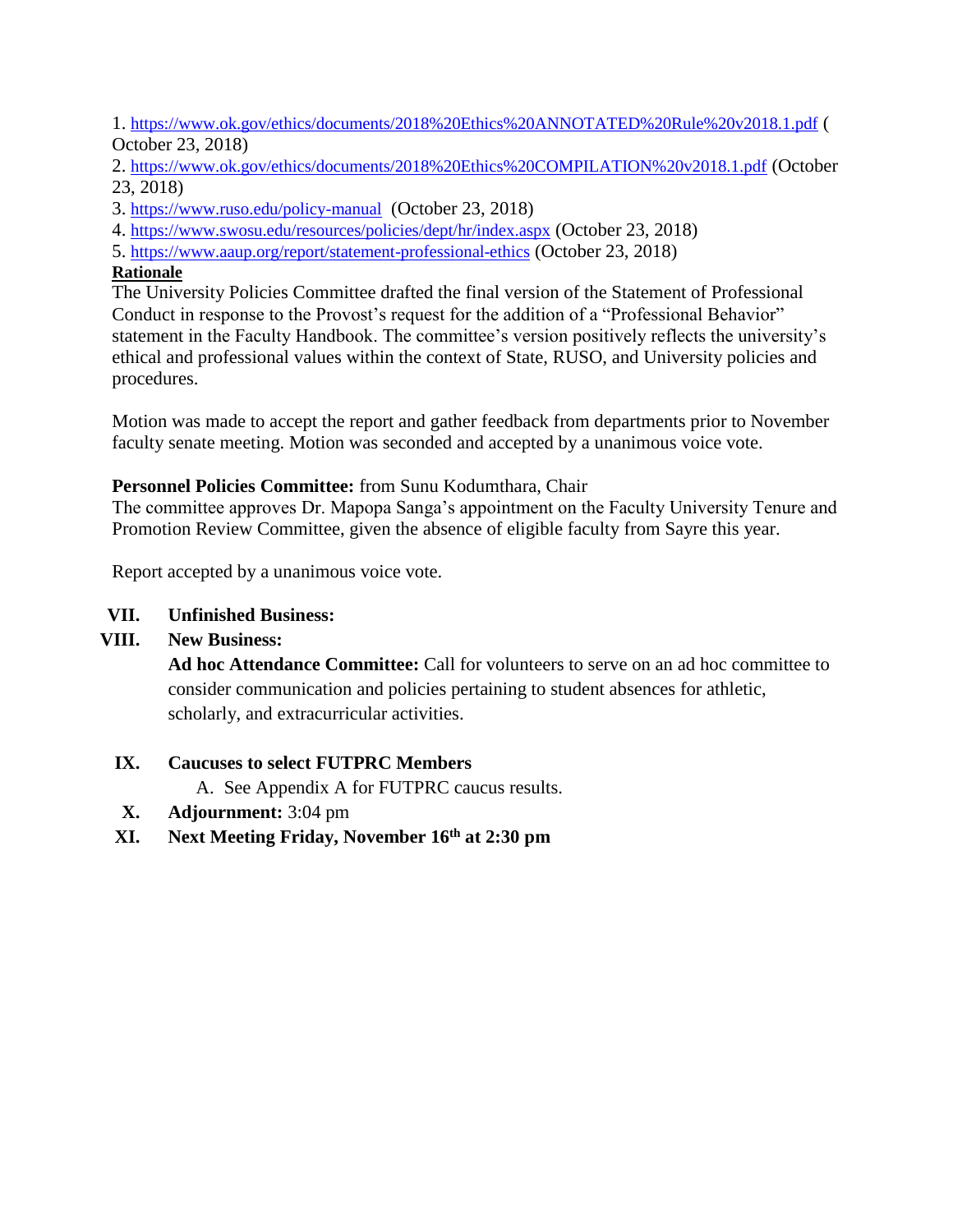1. https://www.ok.gov/ethics/documents/2018%20Ethics%20ANNOTATED%20Rule%20v2018.1.pdf ( October 23, 2018)
2. https://www.ok.gov/ethics/documents/2018%20Ethics%20COMPILATION%20v2018.1.pdf (October 23, 2018)
3. https://www.ruso.edu/policy-manual (October 23, 2018)
4. https://www.swosu.edu/resources/policies/dept/hr/index.aspx (October 23, 2018)
5. https://www.aaup.org/report/statement-professional-ethics (October 23, 2018)

**Rationale**

The University Policies Committee drafted the final version of the Statement of Professional Conduct in response to the Provost's request for the addition of a "Professional Behavior" statement in the Faculty Handbook. The committee's version positively reflects the university's ethical and professional values within the context of State, RUSO, and University policies and procedures.

Motion was made to accept the report and gather feedback from departments prior to November faculty senate meeting. Motion was seconded and accepted by a unanimous voice vote.

**Personnel Policies Committee:** from Sunu Kodumthara, Chair

The committee approves Dr. Mapopa Sanga's appointment on the Faculty University Tenure and Promotion Review Committee, given the absence of eligible faculty from Sayre this year.

Report accepted by a unanimous voice vote.

VII. **Unfinished Business:**

VIII. **New Business:**

**Ad hoc Attendance Committee:** Call for volunteers to serve on an ad hoc committee to consider communication and policies pertaining to student absences for athletic, scholarly, and extracurricular activities.

IX. **Caucuses to select FUTPRC Members**

A. See Appendix A for FUTPRC caucus results.

X. **Adjournment:** 3:04 pm

XI. **Next Meeting Friday, November 16th at 2:30 pm**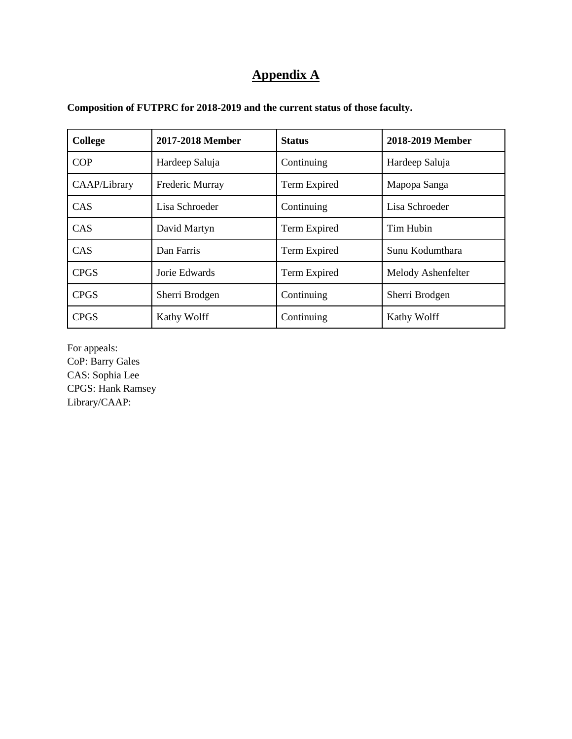# Appendix A

**Composition of FUTPRC for 2018-2019 and the current status of those faculty.**

| College | 2017-2018 Member | Status | 2018-2019 Member |
|---|---|---|---|
| COP | Hardeep Saluja | Continuing | Hardeep Saluja |
| CAAP/Library | Frederic Murray | Term Expired | Mapopa Sanga |
| CAS | Lisa Schroeder | Continuing | Lisa Schroeder |
| CAS | David Martyn | Term Expired | Tim Hubin |
| CAS | Dan Farris | Term Expired | Sunu Kodumthara |
| CPGS | Jorie Edwards | Term Expired | Melody Ashenfelter |
| CPGS | Sherri Brodgen | Continuing | Sherri Brodgen |
| CPGS | Kathy Wolff | Continuing | Kathy Wolff |

For appeals:
CoP: Barry Gales
CAS: Sophia Lee
CPGS: Hank Ramsey
Library/CAAP: